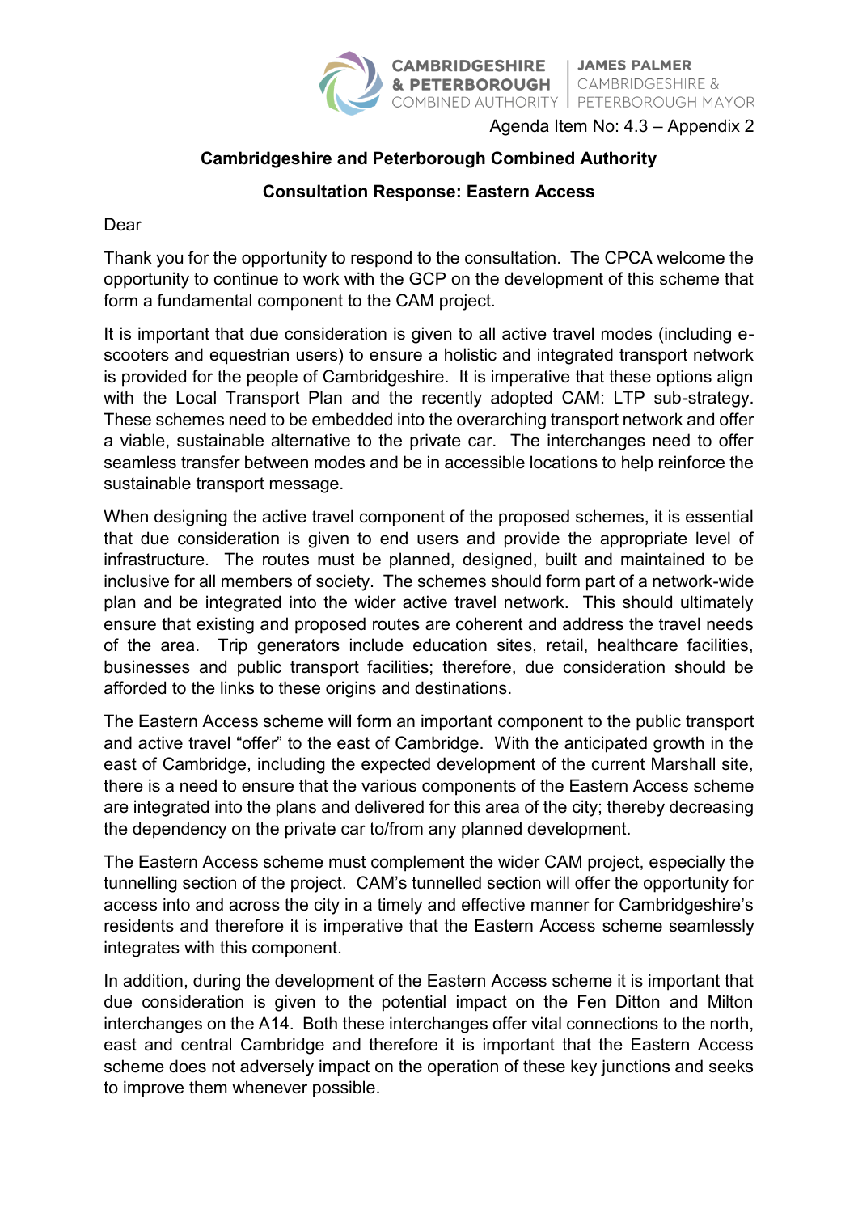CAMBRIDGESHIRE & PETERBOROUGH COMBINED AUTHORITY | JAMES PALMER CAMBRIDGESHIRE & PETERBOROUGH MAYOR

Agenda Item No: 4.3 – Appendix 2

**Cambridgeshire and Peterborough Combined Authority**

**Consultation Response: Eastern Access**

Dear

Thank you for the opportunity to respond to the consultation. The CPCA welcome the opportunity to continue to work with the GCP on the development of this scheme that form a fundamental component to the CAM project.

It is important that due consideration is given to all active travel modes (including e-scooters and equestrian users) to ensure a holistic and integrated transport network is provided for the people of Cambridgeshire. It is imperative that these options align with the Local Transport Plan and the recently adopted CAM: LTP sub-strategy. These schemes need to be embedded into the overarching transport network and offer a viable, sustainable alternative to the private car. The interchanges need to offer seamless transfer between modes and be in accessible locations to help reinforce the sustainable transport message.

When designing the active travel component of the proposed schemes, it is essential that due consideration is given to end users and provide the appropriate level of infrastructure. The routes must be planned, designed, built and maintained to be inclusive for all members of society. The schemes should form part of a network-wide plan and be integrated into the wider active travel network. This should ultimately ensure that existing and proposed routes are coherent and address the travel needs of the area. Trip generators include education sites, retail, healthcare facilities, businesses and public transport facilities; therefore, due consideration should be afforded to the links to these origins and destinations.

The Eastern Access scheme will form an important component to the public transport and active travel "offer" to the east of Cambridge. With the anticipated growth in the east of Cambridge, including the expected development of the current Marshall site, there is a need to ensure that the various components of the Eastern Access scheme are integrated into the plans and delivered for this area of the city; thereby decreasing the dependency on the private car to/from any planned development.

The Eastern Access scheme must complement the wider CAM project, especially the tunnelling section of the project. CAM's tunnelled section will offer the opportunity for access into and across the city in a timely and effective manner for Cambridgeshire's residents and therefore it is imperative that the Eastern Access scheme seamlessly integrates with this component.

In addition, during the development of the Eastern Access scheme it is important that due consideration is given to the potential impact on the Fen Ditton and Milton interchanges on the A14. Both these interchanges offer vital connections to the north, east and central Cambridge and therefore it is important that the Eastern Access scheme does not adversely impact on the operation of these key junctions and seeks to improve them whenever possible.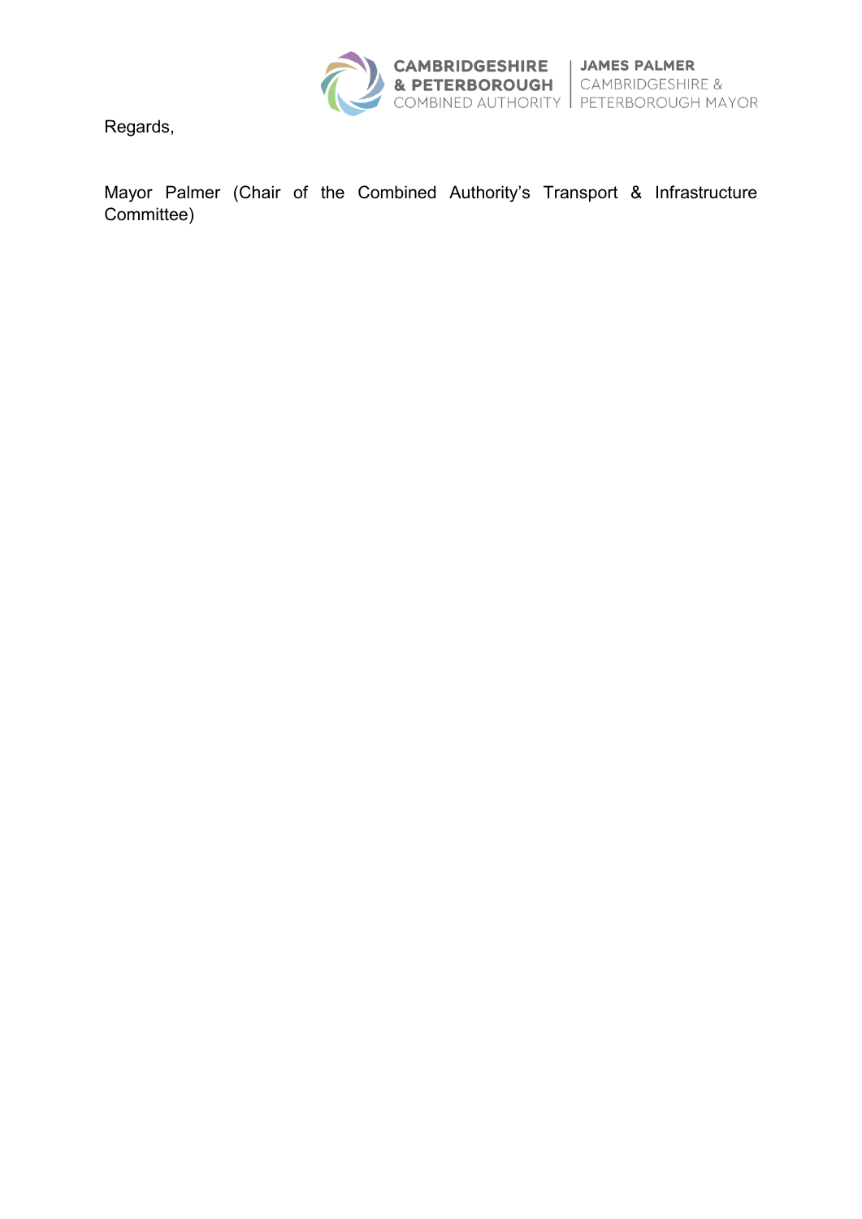Regards,

Mayor Palmer (Chair of the Combined Authority's Transport & Infrastructure Committee)